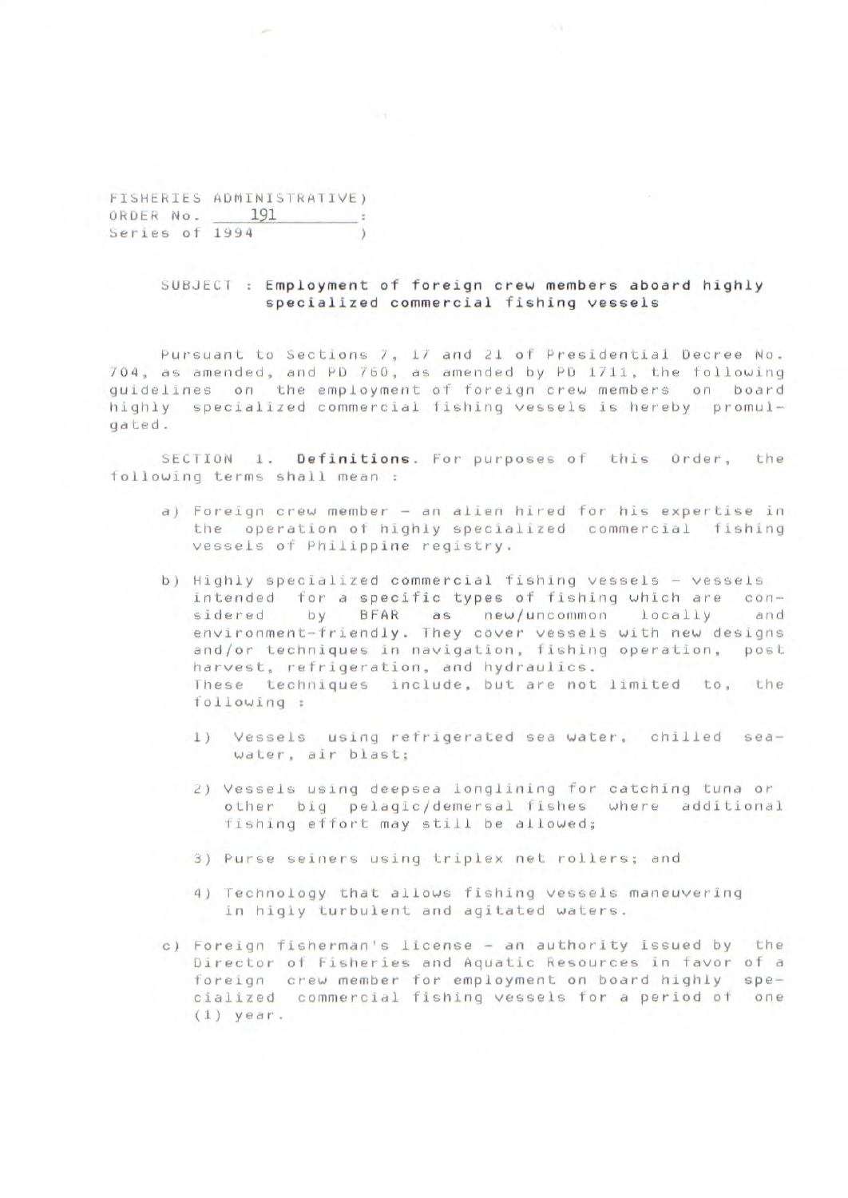FISHERIES ADMINISTRATIVE)
ORDER No. 191 :
Series of 1994 )

SUBJECT : **Employment of foreign crew members aboard highly specialized commercial fishing vessels**

Pursuant to Sections 7, 17 and 21 of Presidential Decree No. 704, as amended, and PD 760, as amended by PD 1711, the following guidelines on the employment of foreign crew members on board highly specialized commercial fishing vessels is hereby promulgated.

SECTION 1. **Definitions**. For purposes of this Order, the following terms shall mean :

a) Foreign crew member - an alien hired for his expertise in the operation of highly specialized commercial fishing vessels of Philippine registry.

b) Highly specialized commercial fishing vessels - vessels intended for a specific types of fishing which are considered by BFAR as new/uncommon locally and environment-friendly. They cover vessels with new designs and/or techniques in navigation, fishing operation, post harvest, refrigeration, and hydraulics.
These techniques include, but are not limited to, the following :

1) Vessels using refrigerated sea water, chilled seawater, air blast;

2) Vessels using deepsea longlining for catching tuna or other big pelagic/demersal fishes where additional fishing effort may still be allowed;

3) Purse seiners using triplex net rollers; and

4) Technology that allows fishing vessels maneuvering in higly turbulent and agitated waters.

c) Foreign fisherman's license - an authority issued by the Director of Fisheries and Aquatic Resources in favor of a foreign crew member for employment on board highly specialized commercial fishing vessels for a period of one (1) year.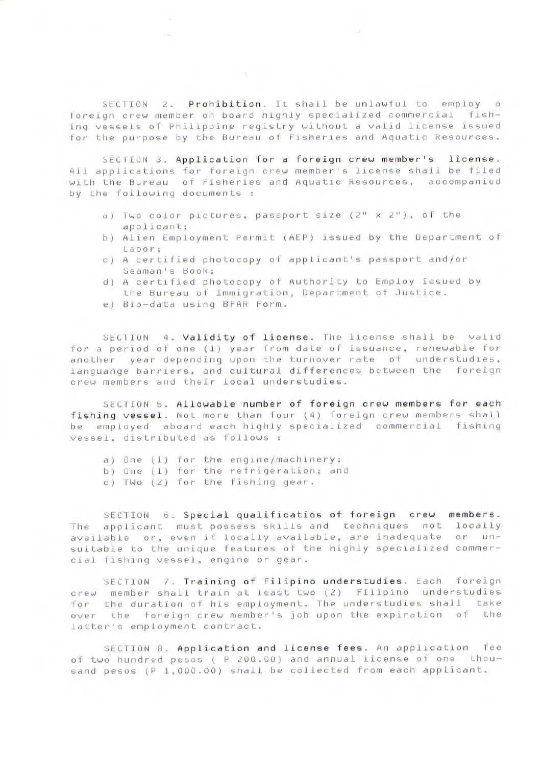SECTION 2. **Prohibition**. It shall be unlawful to employ a foreign crew member on board highly specialized commercial fishing vessels of Philippine registry without a valid license issued for the purpose by the Bureau of Fisheries and Aquatic Resources.

SECTION 3. **Application for a foreign crew member's license**. All applications for foreign crew member's license shall be filed with the Bureau of Fisheries and Aquatic Resources, accompanied by the following documents :

a) Two color pictures, passport size (2" x 2"), of the applicant;
b) Alien Employment Permit (AEP) issued by the Department of Labor;
c) A certified photocopy of applicant's passport and/or Seaman's Book;
d) A certified photocopy of Authority to Employ issued by the Bureau of Immigration, Department of Justice.
e) Bio-data using BFAR Form.

SECTION 4. **Validity of license**. The license shall be valid for a period of one (1) year from date of issuance, renewable for another year depending upon the turnover rate of understudies, languange barriers, and cultural differences between the foreign crew members and their local understudies.

SECTION 5. **Allowable number of foreign crew members for each fishing vessel**. Not more than four (4) foreign crew members shall be employed aboard each highly specialized commercial fishing vessel, distributed as follows :

a) One (1) for the engine/machinery;
b) One (1) for the refrigeration; and
c) Two (2) for the fishing gear.

SECTION 6. **Special qualificatios of foreign crew members**. The applicant must possess skills and techniques not locally available or, even if locally available, are inadequate or unsuitable to the unique features of the highly specialized commercial fishing vessel, engine or gear.

SECTION 7. **Training of Filipino understudies**. Each foreign crew member shall train at least two (2) Filipino understudies for the duration of his employment. The understudies shall take over the foreign crew member's job upon the expiration of the latter's employment contract.

SECTION 8. **Application and license fees**. An application fee of two hundred pesos ( P 200.00) and annual license of one thousand pesos (P 1,000.00) shall be collected from each applicant.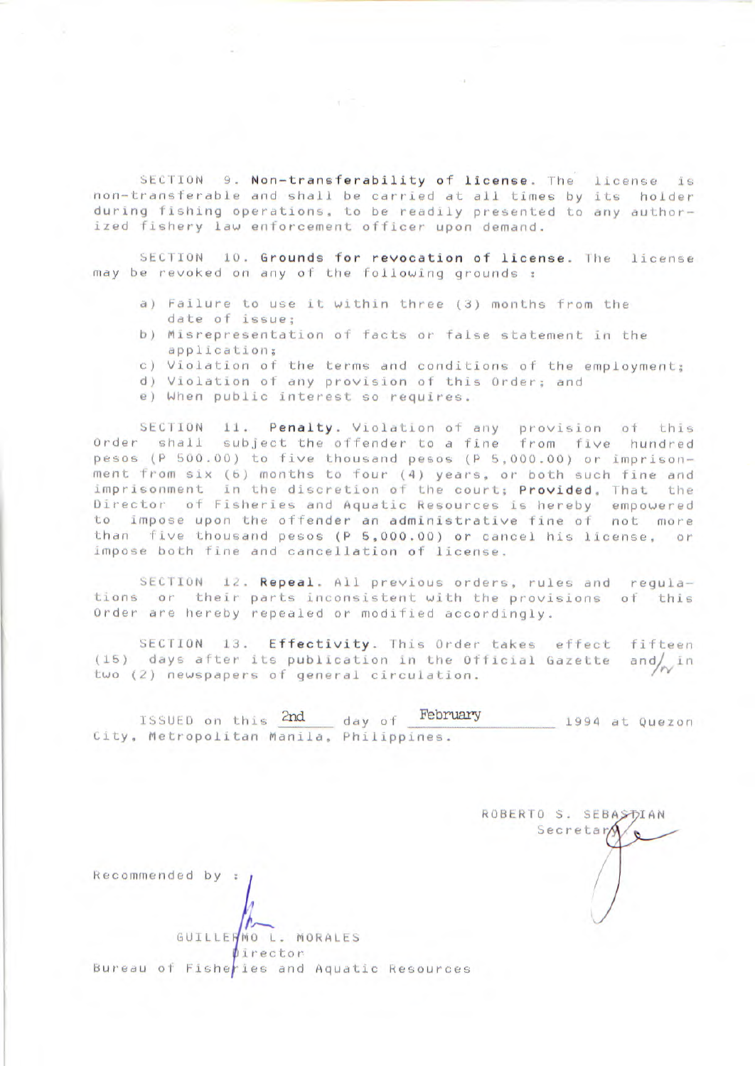SECTION 9. **Non-transferability of license.** The license is non-transferable and shall be carried at all times by its holder during fishing operations, to be readily presented to any authorized fishery law enforcement officer upon demand.

SECTION 10. **Grounds for revocation of license.** The license may be revoked on any of the following grounds :

a) Failure to use it within three (3) months from the date of issue;
b) Misrepresentation of facts or false statement in the application;
c) Violation of the terms and conditions of the employment;
d) Violation of any provision of this Order; and
e) When public interest so requires.

SECTION 11. **Penalty.** Violation of any provision of this Order shall subject the offender to a fine from five hundred pesos (P 500.00) to five thousand pesos (P 5,000.00) or imprisonment from six (6) months to four (4) years, or both such fine and imprisonment in the discretion of the court; **Provided**, That the Director of Fisheries and Aquatic Resources is hereby empowered to impose upon the offender an administrative fine of not more than five thousand pesos (P 5,000.00) or cancel his license, or impose both fine and cancellation of license.

SECTION 12. **Repeal.** All previous orders, rules and regulations or their parts inconsistent with the provisions of this Order are hereby repealed or modified accordingly.

SECTION 13. **Effectivity.** This Order takes effect fifteen (15) days after its publication in the Official Gazette and/ in two (2) newspapers of general circulation.

ISSUED on this 2nd day of February 1994 at Quezon City, Metropolitan Manila, Philippines.

ROBERTO S. SEBASTIAN
Secretary

Recommended by :

GUILLERMO L. MORALES
Director
Bureau of Fisheries and Aquatic Resources